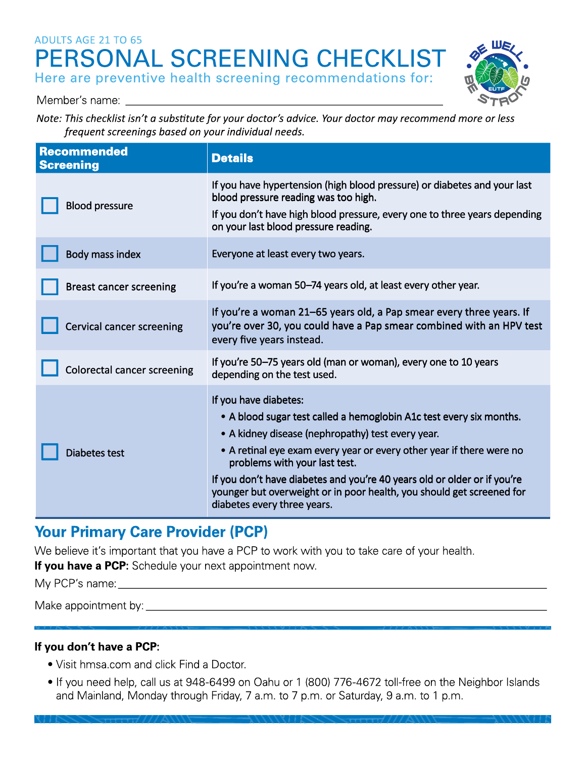ADULTS AGE 21 TO 65

# PERSONAL SCREENING CHECKLIST

## Here are preventive health screening recommendations for:

Member's name: ________________________________________________

*Note: This checklist isn't a substitute for your doctor's advice. Your doctor may recommend more or less frequent screenings based on your individual needs.*

| Recommended Screening | Details |
|---|---|
| ☐ Blood pressure | If you have hypertension (high blood pressure) or diabetes and your last blood pressure reading was too high.<br>If you don't have high blood pressure, every one to three years depending on your last blood pressure reading. |
| ☐ Body mass index | Everyone at least every two years. |
| ☐ Breast cancer screening | If you're a woman 50–74 years old, at least every other year. |
| ☐ Cervical cancer screening | If you're a woman 21–65 years old, a Pap smear every three years. If you're over 30, you could have a Pap smear combined with an HPV test every five years instead. |
| ☐ Colorectal cancer screening | If you're 50–75 years old (man or woman), every one to 10 years depending on the test used. |
| ☐ Diabetes test | If you have diabetes:<br>• A blood sugar test called a hemoglobin A1c test every six months.<br>• A kidney disease (nephropathy) test every year.<br>• A retinal eye exam every year or every other year if there were no problems with your last test.<br>If you don't have diabetes and you're 40 years old or older or if you're younger but overweight or in poor health, you should get screened for diabetes every three years. |

## Your Primary Care Provider (PCP)

We believe it's important that you have a PCP to work with you to take care of your health.

**If you have a PCP:** Schedule your next appointment now.

My PCP's name: ________________________________________________

Make appointment by: ________________________________________________

**If you don't have a PCP:**

- Visit hmsa.com and click Find a Doctor.
- If you need help, call us at 948-6499 on Oahu or 1 (800) 776-4672 toll-free on the Neighbor Islands and Mainland, Monday through Friday, 7 a.m. to 7 p.m. or Saturday, 9 a.m. to 1 p.m.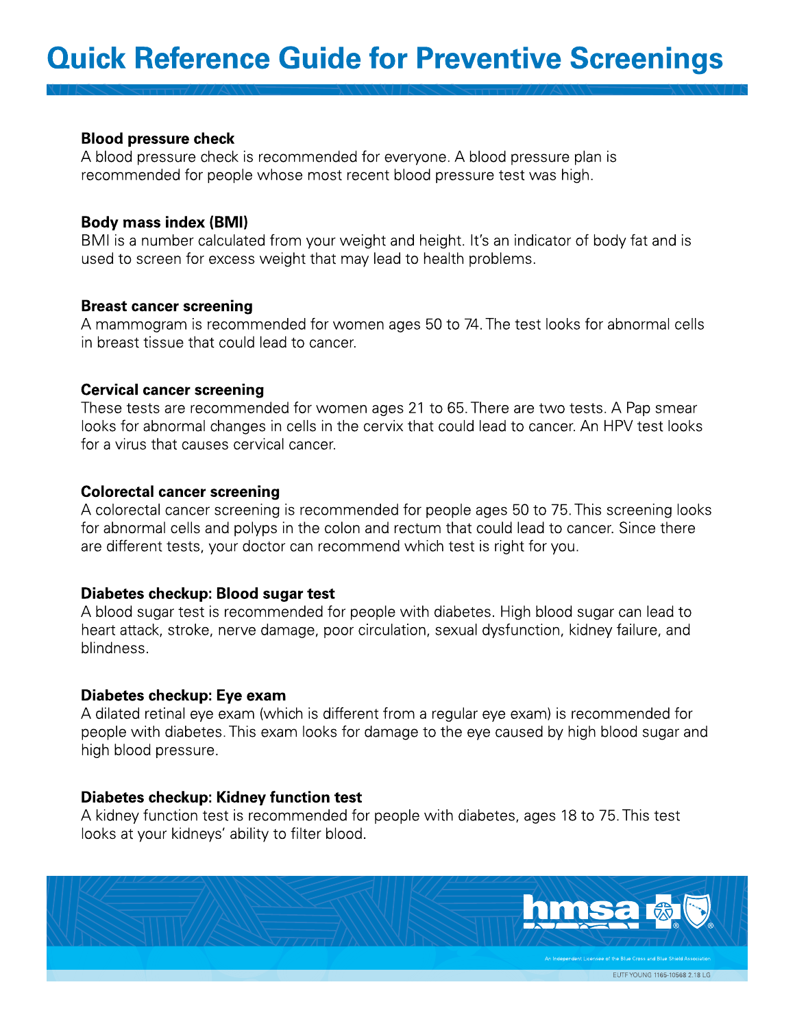# Quick Reference Guide for Preventive Screenings

**Blood pressure check**
A blood pressure check is recommended for everyone. A blood pressure plan is recommended for people whose most recent blood pressure test was high.

**Body mass index (BMI)**
BMI is a number calculated from your weight and height. It's an indicator of body fat and is used to screen for excess weight that may lead to health problems.

**Breast cancer screening**
A mammogram is recommended for women ages 50 to 74. The test looks for abnormal cells in breast tissue that could lead to cancer.

**Cervical cancer screening**
These tests are recommended for women ages 21 to 65. There are two tests. A Pap smear looks for abnormal changes in cells in the cervix that could lead to cancer. An HPV test looks for a virus that causes cervical cancer.

**Colorectal cancer screening**
A colorectal cancer screening is recommended for people ages 50 to 75. This screening looks for abnormal cells and polyps in the colon and rectum that could lead to cancer. Since there are different tests, your doctor can recommend which test is right for you.

**Diabetes checkup: Blood sugar test**
A blood sugar test is recommended for people with diabetes. High blood sugar can lead to heart attack, stroke, nerve damage, poor circulation, sexual dysfunction, kidney failure, and blindness.

**Diabetes checkup: Eye exam**
A dilated retinal eye exam (which is different from a regular eye exam) is recommended for people with diabetes. This exam looks for damage to the eye caused by high blood sugar and high blood pressure.

**Diabetes checkup: Kidney function test**
A kidney function test is recommended for people with diabetes, ages 18 to 75. This test looks at your kidneys' ability to filter blood.

hmsa

An Independent Licensee of the Blue Cross and Blue Shield Association

EUTF YOUNG 1165-10568 2.18 LG